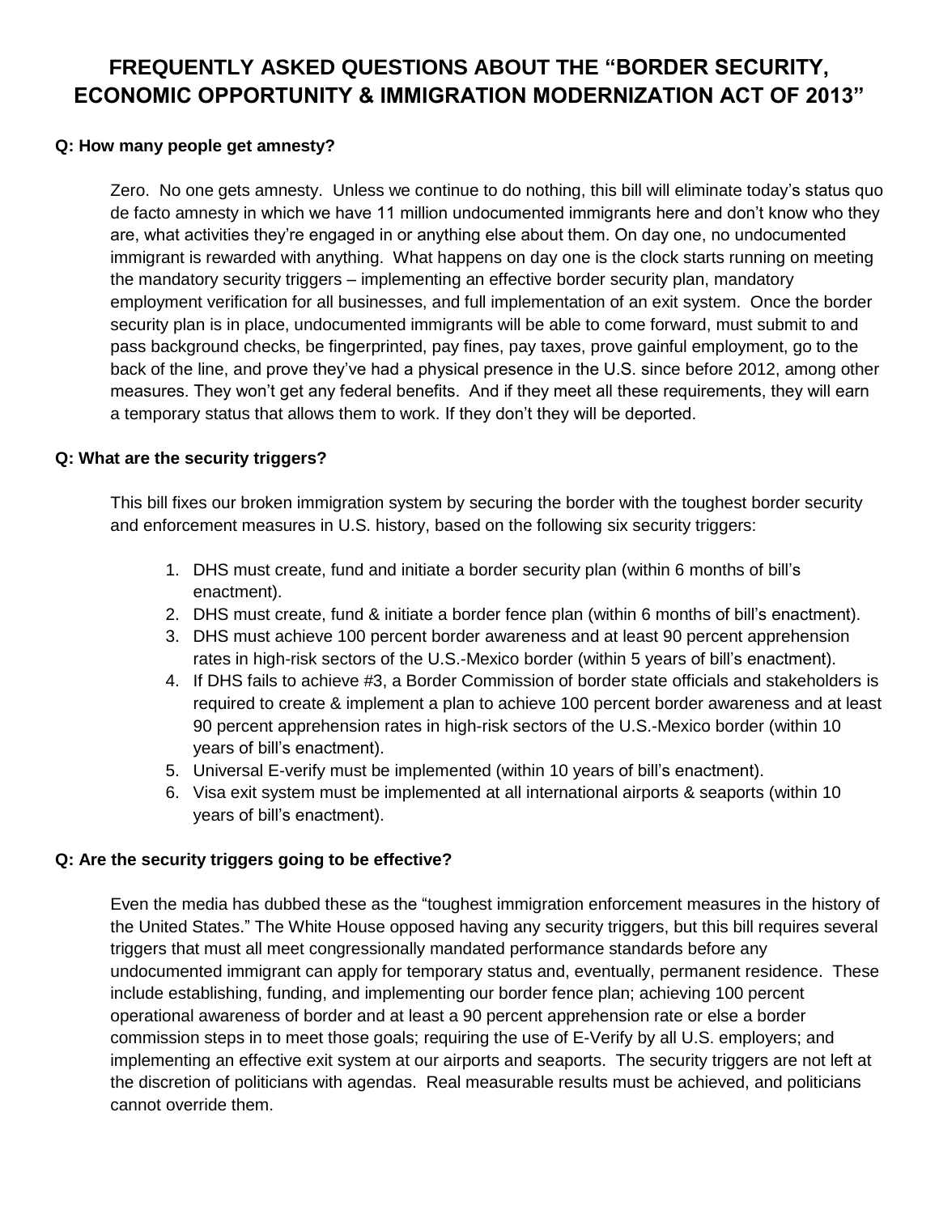# FREQUENTLY ASKED QUESTIONS ABOUT THE "BORDER SECURITY, ECONOMIC OPPORTUNITY & IMMIGRATION MODERNIZATION ACT OF 2013"

**Q: How many people get amnesty?**

Zero. No one gets amnesty. Unless we continue to do nothing, this bill will eliminate today's status quo de facto amnesty in which we have 11 million undocumented immigrants here and don't know who they are, what activities they're engaged in or anything else about them. On day one, no undocumented immigrant is rewarded with anything. What happens on day one is the clock starts running on meeting the mandatory security triggers – implementing an effective border security plan, mandatory employment verification for all businesses, and full implementation of an exit system. Once the border security plan is in place, undocumented immigrants will be able to come forward, must submit to and pass background checks, be fingerprinted, pay fines, pay taxes, prove gainful employment, go to the back of the line, and prove they've had a physical presence in the U.S. since before 2012, among other measures. They won't get any federal benefits. And if they meet all these requirements, they will earn a temporary status that allows them to work. If they don't they will be deported.

**Q: What are the security triggers?**

This bill fixes our broken immigration system by securing the border with the toughest border security and enforcement measures in U.S. history, based on the following six security triggers:

1. DHS must create, fund and initiate a border security plan (within 6 months of bill's enactment).
2. DHS must create, fund & initiate a border fence plan (within 6 months of bill's enactment).
3. DHS must achieve 100 percent border awareness and at least 90 percent apprehension rates in high-risk sectors of the U.S.-Mexico border (within 5 years of bill's enactment).
4. If DHS fails to achieve #3, a Border Commission of border state officials and stakeholders is required to create & implement a plan to achieve 100 percent border awareness and at least 90 percent apprehension rates in high-risk sectors of the U.S.-Mexico border (within 10 years of bill's enactment).
5. Universal E-verify must be implemented (within 10 years of bill's enactment).
6. Visa exit system must be implemented at all international airports & seaports (within 10 years of bill's enactment).

**Q: Are the security triggers going to be effective?**

Even the media has dubbed these as the "toughest immigration enforcement measures in the history of the United States." The White House opposed having any security triggers, but this bill requires several triggers that must all meet congressionally mandated performance standards before any undocumented immigrant can apply for temporary status and, eventually, permanent residence. These include establishing, funding, and implementing our border fence plan; achieving 100 percent operational awareness of border and at least a 90 percent apprehension rate or else a border commission steps in to meet those goals; requiring the use of E-Verify by all U.S. employers; and implementing an effective exit system at our airports and seaports. The security triggers are not left at the discretion of politicians with agendas. Real measurable results must be achieved, and politicians cannot override them.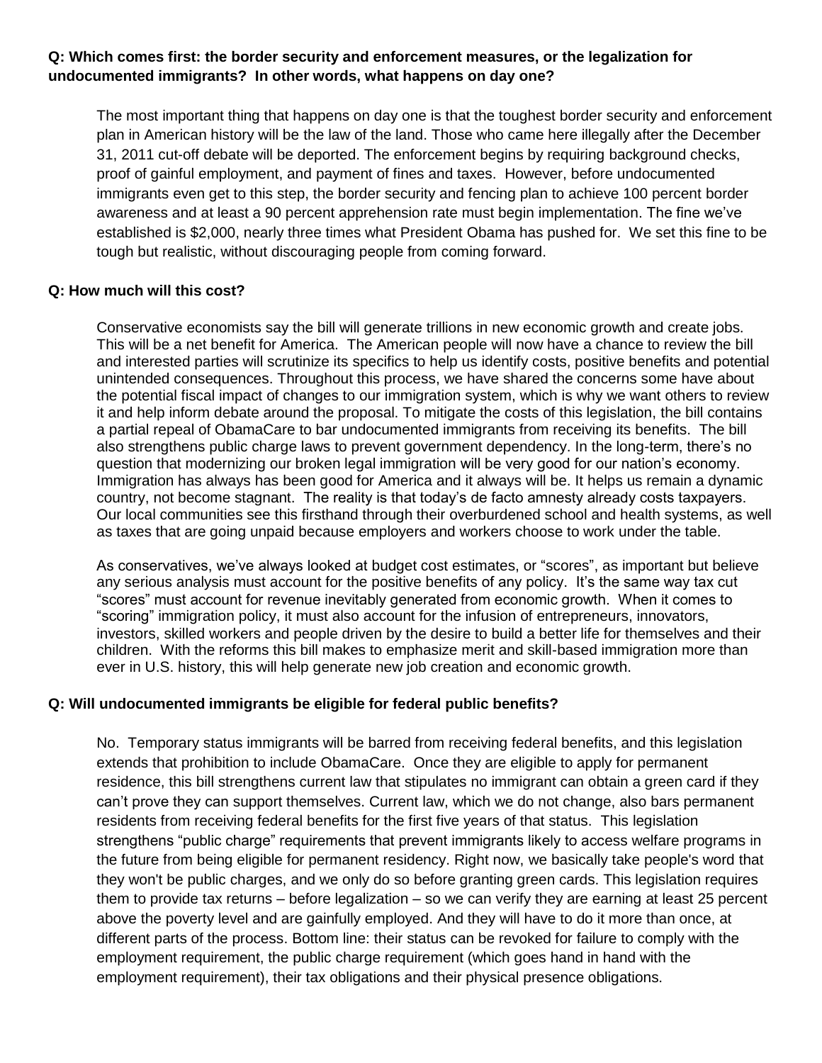**Q: Which comes first: the border security and enforcement measures, or the legalization for undocumented immigrants? In other words, what happens on day one?**

The most important thing that happens on day one is that the toughest border security and enforcement plan in American history will be the law of the land. Those who came here illegally after the December 31, 2011 cut-off debate will be deported. The enforcement begins by requiring background checks, proof of gainful employment, and payment of fines and taxes. However, before undocumented immigrants even get to this step, the border security and fencing plan to achieve 100 percent border awareness and at least a 90 percent apprehension rate must begin implementation. The fine we've established is $2,000, nearly three times what President Obama has pushed for. We set this fine to be tough but realistic, without discouraging people from coming forward.

**Q: How much will this cost?**

Conservative economists say the bill will generate trillions in new economic growth and create jobs. This will be a net benefit for America. The American people will now have a chance to review the bill and interested parties will scrutinize its specifics to help us identify costs, positive benefits and potential unintended consequences. Throughout this process, we have shared the concerns some have about the potential fiscal impact of changes to our immigration system, which is why we want others to review it and help inform debate around the proposal. To mitigate the costs of this legislation, the bill contains a partial repeal of ObamaCare to bar undocumented immigrants from receiving its benefits. The bill also strengthens public charge laws to prevent government dependency. In the long-term, there's no question that modernizing our broken legal immigration will be very good for our nation's economy. Immigration has always has been good for America and it always will be. It helps us remain a dynamic country, not become stagnant. The reality is that today's de facto amnesty already costs taxpayers. Our local communities see this firsthand through their overburdened school and health systems, as well as taxes that are going unpaid because employers and workers choose to work under the table.

As conservatives, we've always looked at budget cost estimates, or "scores", as important but believe any serious analysis must account for the positive benefits of any policy. It's the same way tax cut "scores" must account for revenue inevitably generated from economic growth. When it comes to "scoring" immigration policy, it must also account for the infusion of entrepreneurs, innovators, investors, skilled workers and people driven by the desire to build a better life for themselves and their children. With the reforms this bill makes to emphasize merit and skill-based immigration more than ever in U.S. history, this will help generate new job creation and economic growth.

**Q: Will undocumented immigrants be eligible for federal public benefits?**

No. Temporary status immigrants will be barred from receiving federal benefits, and this legislation extends that prohibition to include ObamaCare. Once they are eligible to apply for permanent residence, this bill strengthens current law that stipulates no immigrant can obtain a green card if they can't prove they can support themselves. Current law, which we do not change, also bars permanent residents from receiving federal benefits for the first five years of that status. This legislation strengthens "public charge" requirements that prevent immigrants likely to access welfare programs in the future from being eligible for permanent residency. Right now, we basically take people's word that they won't be public charges, and we only do so before granting green cards. This legislation requires them to provide tax returns – before legalization – so we can verify they are earning at least 25 percent above the poverty level and are gainfully employed. And they will have to do it more than once, at different parts of the process. Bottom line: their status can be revoked for failure to comply with the employment requirement, the public charge requirement (which goes hand in hand with the employment requirement), their tax obligations and their physical presence obligations.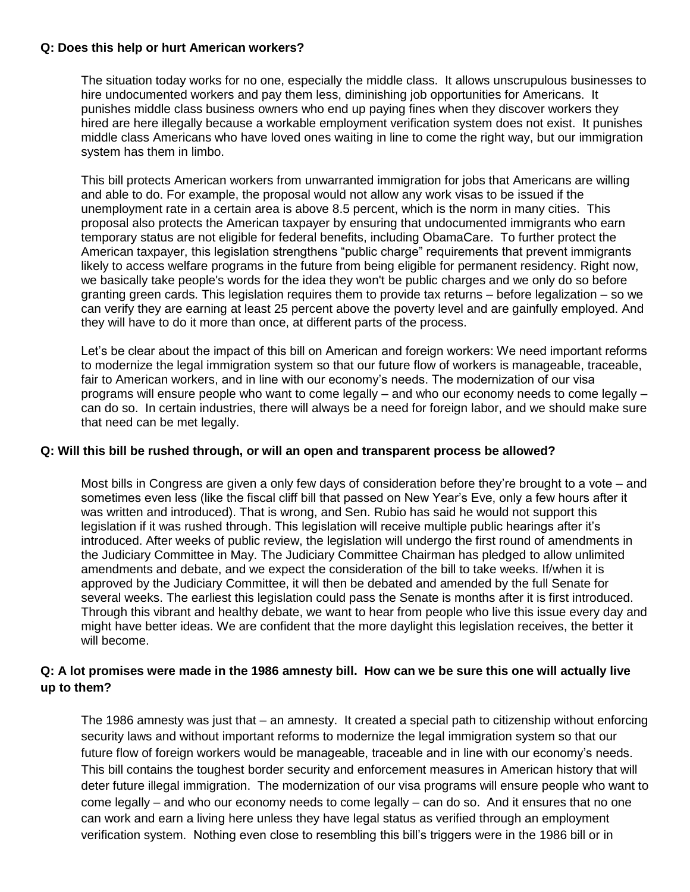**Q: Does this help or hurt American workers?**

The situation today works for no one, especially the middle class. It allows unscrupulous businesses to hire undocumented workers and pay them less, diminishing job opportunities for Americans. It punishes middle class business owners who end up paying fines when they discover workers they hired are here illegally because a workable employment verification system does not exist. It punishes middle class Americans who have loved ones waiting in line to come the right way, but our immigration system has them in limbo.

This bill protects American workers from unwarranted immigration for jobs that Americans are willing and able to do. For example, the proposal would not allow any work visas to be issued if the unemployment rate in a certain area is above 8.5 percent, which is the norm in many cities. This proposal also protects the American taxpayer by ensuring that undocumented immigrants who earn temporary status are not eligible for federal benefits, including ObamaCare. To further protect the American taxpayer, this legislation strengthens "public charge" requirements that prevent immigrants likely to access welfare programs in the future from being eligible for permanent residency. Right now, we basically take people's words for the idea they won't be public charges and we only do so before granting green cards. This legislation requires them to provide tax returns – before legalization – so we can verify they are earning at least 25 percent above the poverty level and are gainfully employed. And they will have to do it more than once, at different parts of the process.

Let's be clear about the impact of this bill on American and foreign workers: We need important reforms to modernize the legal immigration system so that our future flow of workers is manageable, traceable, fair to American workers, and in line with our economy's needs. The modernization of our visa programs will ensure people who want to come legally – and who our economy needs to come legally – can do so. In certain industries, there will always be a need for foreign labor, and we should make sure that need can be met legally.

**Q: Will this bill be rushed through, or will an open and transparent process be allowed?**

Most bills in Congress are given a only few days of consideration before they're brought to a vote – and sometimes even less (like the fiscal cliff bill that passed on New Year's Eve, only a few hours after it was written and introduced). That is wrong, and Sen. Rubio has said he would not support this legislation if it was rushed through. This legislation will receive multiple public hearings after it's introduced. After weeks of public review, the legislation will undergo the first round of amendments in the Judiciary Committee in May. The Judiciary Committee Chairman has pledged to allow unlimited amendments and debate, and we expect the consideration of the bill to take weeks. If/when it is approved by the Judiciary Committee, it will then be debated and amended by the full Senate for several weeks. The earliest this legislation could pass the Senate is months after it is first introduced. Through this vibrant and healthy debate, we want to hear from people who live this issue every day and might have better ideas. We are confident that the more daylight this legislation receives, the better it will become.

**Q: A lot promises were made in the 1986 amnesty bill. How can we be sure this one will actually live up to them?**

The 1986 amnesty was just that – an amnesty. It created a special path to citizenship without enforcing security laws and without important reforms to modernize the legal immigration system so that our future flow of foreign workers would be manageable, traceable and in line with our economy's needs. This bill contains the toughest border security and enforcement measures in American history that will deter future illegal immigration. The modernization of our visa programs will ensure people who want to come legally – and who our economy needs to come legally – can do so. And it ensures that no one can work and earn a living here unless they have legal status as verified through an employment verification system. Nothing even close to resembling this bill's triggers were in the 1986 bill or in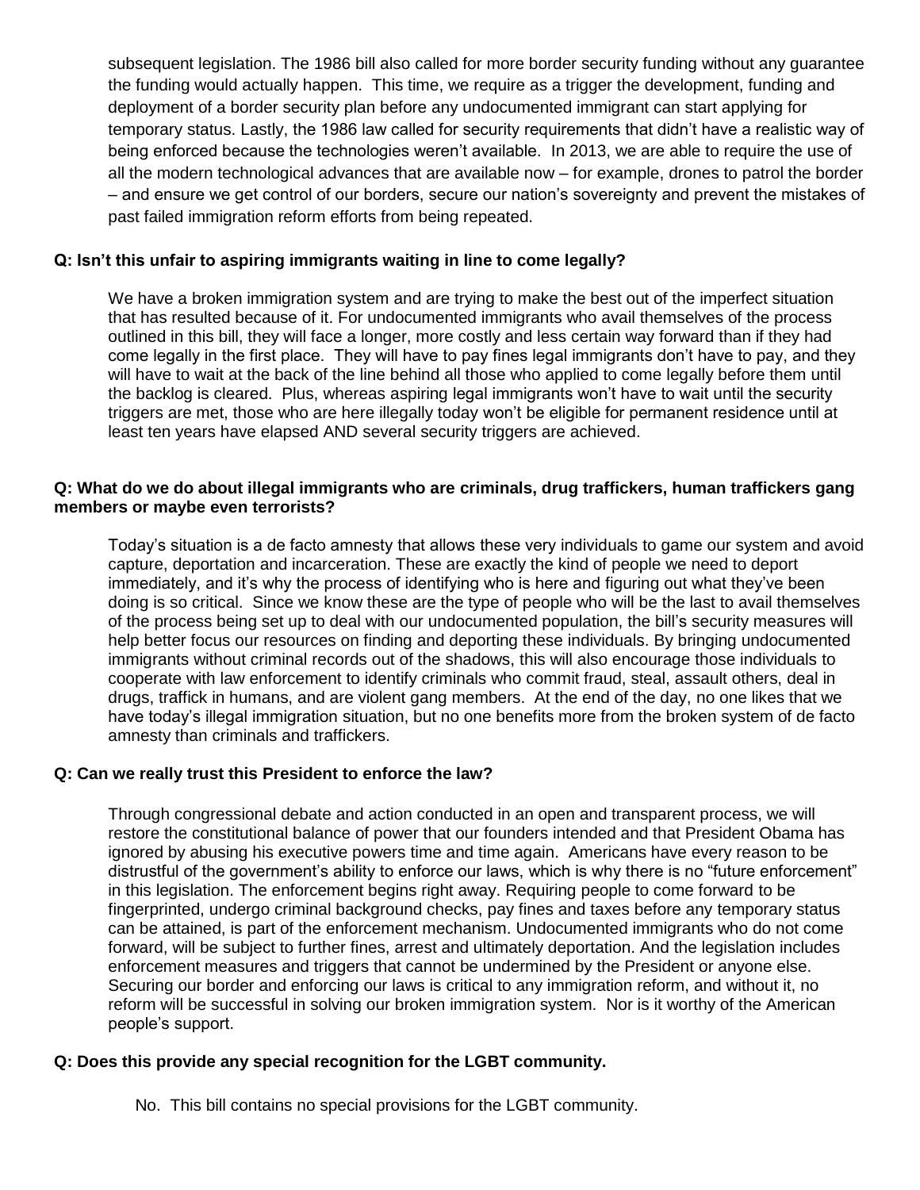subsequent legislation. The 1986 bill also called for more border security funding without any guarantee the funding would actually happen. This time, we require as a trigger the development, funding and deployment of a border security plan before any undocumented immigrant can start applying for temporary status. Lastly, the 1986 law called for security requirements that didn't have a realistic way of being enforced because the technologies weren't available. In 2013, we are able to require the use of all the modern technological advances that are available now – for example, drones to patrol the border – and ensure we get control of our borders, secure our nation's sovereignty and prevent the mistakes of past failed immigration reform efforts from being repeated.

**Q: Isn't this unfair to aspiring immigrants waiting in line to come legally?**

We have a broken immigration system and are trying to make the best out of the imperfect situation that has resulted because of it. For undocumented immigrants who avail themselves of the process outlined in this bill, they will face a longer, more costly and less certain way forward than if they had come legally in the first place. They will have to pay fines legal immigrants don't have to pay, and they will have to wait at the back of the line behind all those who applied to come legally before them until the backlog is cleared. Plus, whereas aspiring legal immigrants won't have to wait until the security triggers are met, those who are here illegally today won't be eligible for permanent residence until at least ten years have elapsed AND several security triggers are achieved.

**Q: What do we do about illegal immigrants who are criminals, drug traffickers, human traffickers gang members or maybe even terrorists?**

Today's situation is a de facto amnesty that allows these very individuals to game our system and avoid capture, deportation and incarceration. These are exactly the kind of people we need to deport immediately, and it's why the process of identifying who is here and figuring out what they've been doing is so critical. Since we know these are the type of people who will be the last to avail themselves of the process being set up to deal with our undocumented population, the bill's security measures will help better focus our resources on finding and deporting these individuals. By bringing undocumented immigrants without criminal records out of the shadows, this will also encourage those individuals to cooperate with law enforcement to identify criminals who commit fraud, steal, assault others, deal in drugs, traffick in humans, and are violent gang members. At the end of the day, no one likes that we have today's illegal immigration situation, but no one benefits more from the broken system of de facto amnesty than criminals and traffickers.

**Q: Can we really trust this President to enforce the law?**

Through congressional debate and action conducted in an open and transparent process, we will restore the constitutional balance of power that our founders intended and that President Obama has ignored by abusing his executive powers time and time again. Americans have every reason to be distrustful of the government's ability to enforce our laws, which is why there is no "future enforcement" in this legislation. The enforcement begins right away. Requiring people to come forward to be fingerprinted, undergo criminal background checks, pay fines and taxes before any temporary status can be attained, is part of the enforcement mechanism. Undocumented immigrants who do not come forward, will be subject to further fines, arrest and ultimately deportation. And the legislation includes enforcement measures and triggers that cannot be undermined by the President or anyone else. Securing our border and enforcing our laws is critical to any immigration reform, and without it, no reform will be successful in solving our broken immigration system. Nor is it worthy of the American people's support.

**Q: Does this provide any special recognition for the LGBT community.**

No. This bill contains no special provisions for the LGBT community.